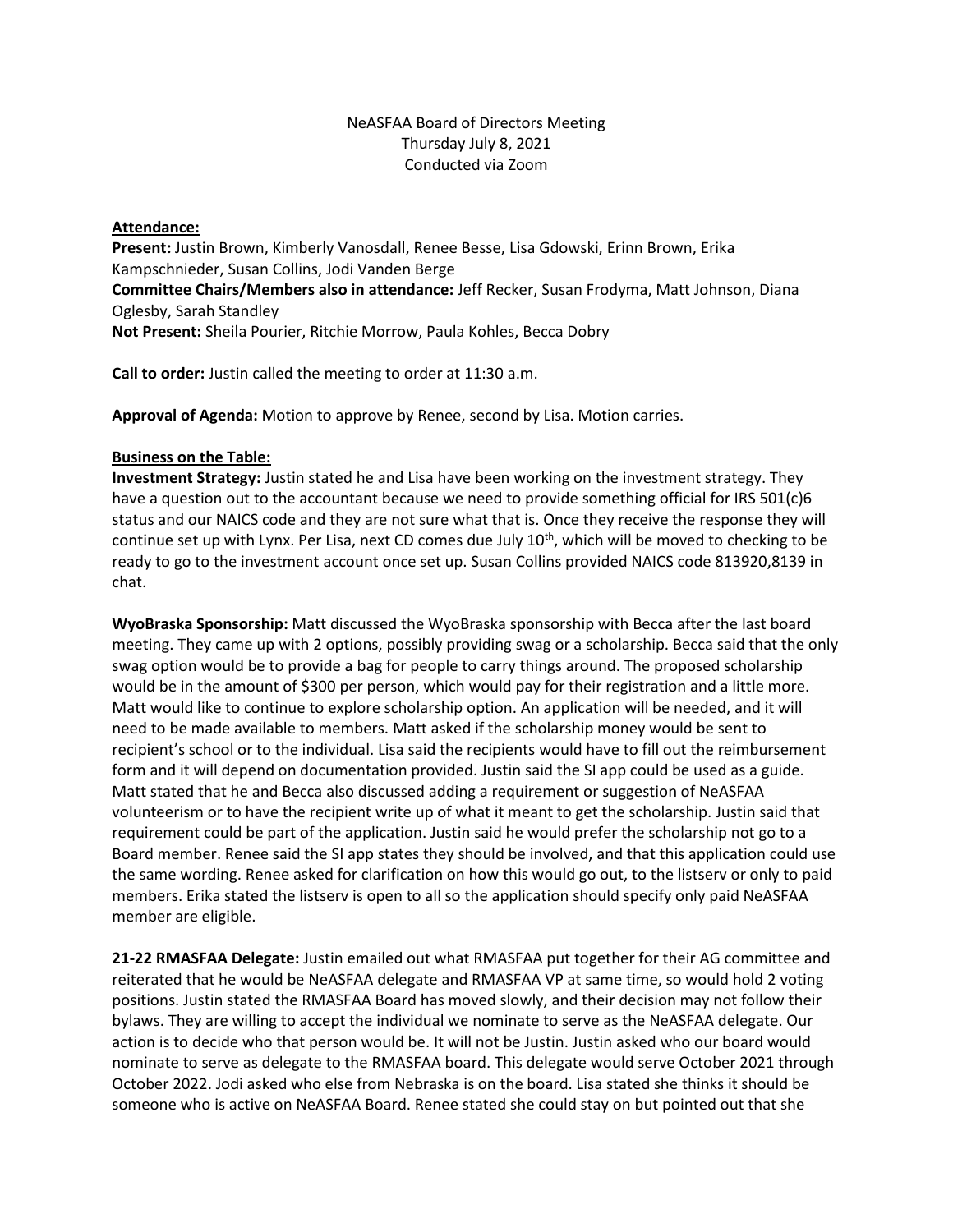NeASFAA Board of Directors Meeting
Thursday July 8, 2021
Conducted via Zoom

**Attendance:**

**Present:** Justin Brown, Kimberly Vanosdall, Renee Besse, Lisa Gdowski, Erinn Brown, Erika Kampschnieder, Susan Collins, Jodi Vanden Berge

**Committee Chairs/Members also in attendance:** Jeff Recker, Susan Frodyma, Matt Johnson, Diana Oglesby, Sarah Standley

**Not Present:** Sheila Pourier, Ritchie Morrow, Paula Kohles, Becca Dobry

**Call to order:** Justin called the meeting to order at 11:30 a.m.

**Approval of Agenda:** Motion to approve by Renee, second by Lisa. Motion carries.

**Business on the Table:**

**Investment Strategy:** Justin stated he and Lisa have been working on the investment strategy. They have a question out to the accountant because we need to provide something official for IRS 501(c)6 status and our NAICS code and they are not sure what that is. Once they receive the response they will continue set up with Lynx. Per Lisa, next CD comes due July 10th, which will be moved to checking to be ready to go to the investment account once set up. Susan Collins provided NAICS code 813920,8139 in chat.

**WyoBraska Sponsorship:** Matt discussed the WyoBraska sponsorship with Becca after the last board meeting. They came up with 2 options, possibly providing swag or a scholarship. Becca said that the only swag option would be to provide a bag for people to carry things around. The proposed scholarship would be in the amount of $300 per person, which would pay for their registration and a little more. Matt would like to continue to explore scholarship option. An application will be needed, and it will need to be made available to members. Matt asked if the scholarship money would be sent to recipient's school or to the individual. Lisa said the recipients would have to fill out the reimbursement form and it will depend on documentation provided. Justin said the SI app could be used as a guide. Matt stated that he and Becca also discussed adding a requirement or suggestion of NeASFAA volunteerism or to have the recipient write up of what it meant to get the scholarship. Justin said that requirement could be part of the application. Justin said he would prefer the scholarship not go to a Board member. Renee said the SI app states they should be involved, and that this application could use the same wording. Renee asked for clarification on how this would go out, to the listserv or only to paid members. Erika stated the listserv is open to all so the application should specify only paid NeASFAA member are eligible.

**21-22 RMASFAA Delegate:** Justin emailed out what RMASFAA put together for their AG committee and reiterated that he would be NeASFAA delegate and RMASFAA VP at same time, so would hold 2 voting positions. Justin stated the RMASFAA Board has moved slowly, and their decision may not follow their bylaws. They are willing to accept the individual we nominate to serve as the NeASFAA delegate. Our action is to decide who that person would be. It will not be Justin. Justin asked who our board would nominate to serve as delegate to the RMASFAA board. This delegate would serve October 2021 through October 2022. Jodi asked who else from Nebraska is on the board. Lisa stated she thinks it should be someone who is active on NeASFAA Board. Renee stated she could stay on but pointed out that she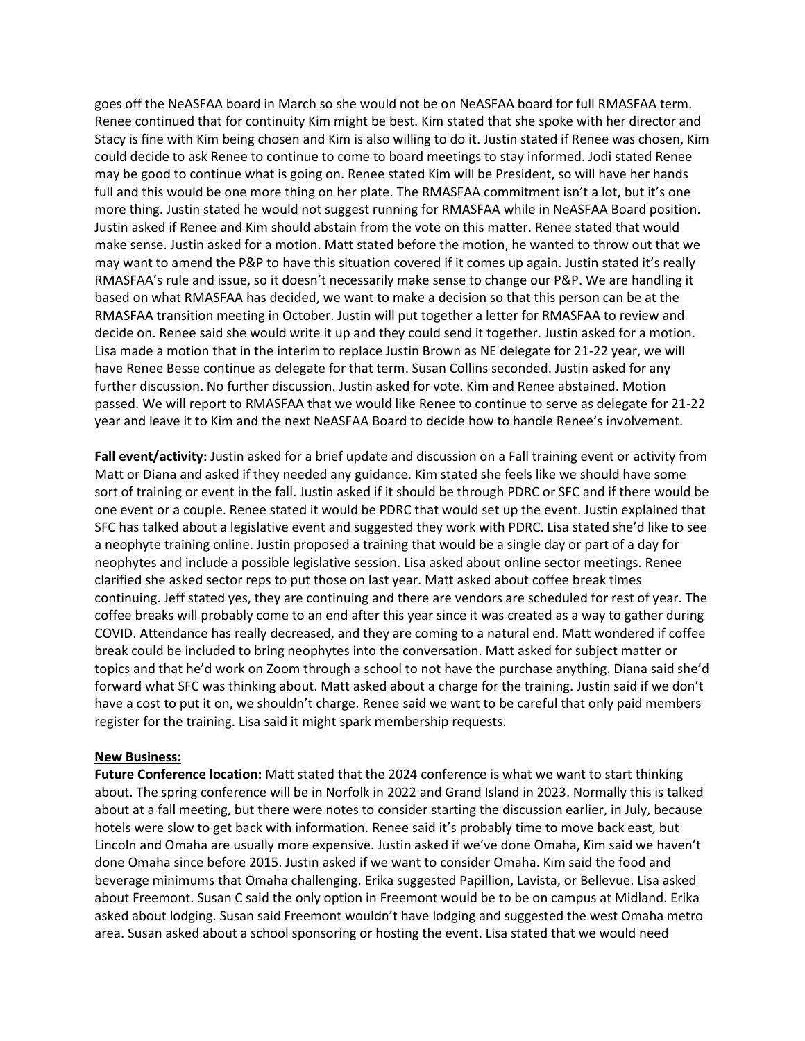goes off the NeASFAA board in March so she would not be on NeASFAA board for full RMASFAA term. Renee continued that for continuity Kim might be best. Kim stated that she spoke with her director and Stacy is fine with Kim being chosen and Kim is also willing to do it. Justin stated if Renee was chosen, Kim could decide to ask Renee to continue to come to board meetings to stay informed. Jodi stated Renee may be good to continue what is going on. Renee stated Kim will be President, so will have her hands full and this would be one more thing on her plate. The RMASFAA commitment isn't a lot, but it's one more thing. Justin stated he would not suggest running for RMASFAA while in NeASFAA Board position. Justin asked if Renee and Kim should abstain from the vote on this matter. Renee stated that would make sense. Justin asked for a motion. Matt stated before the motion, he wanted to throw out that we may want to amend the P&P to have this situation covered if it comes up again. Justin stated it's really RMASFAA's rule and issue, so it doesn't necessarily make sense to change our P&P. We are handling it based on what RMASFAA has decided, we want to make a decision so that this person can be at the RMASFAA transition meeting in October. Justin will put together a letter for RMASFAA to review and decide on. Renee said she would write it up and they could send it together. Justin asked for a motion. Lisa made a motion that in the interim to replace Justin Brown as NE delegate for 21-22 year, we will have Renee Besse continue as delegate for that term. Susan Collins seconded. Justin asked for any further discussion. No further discussion. Justin asked for vote. Kim and Renee abstained. Motion passed. We will report to RMASFAA that we would like Renee to continue to serve as delegate for 21-22 year and leave it to Kim and the next NeASFAA Board to decide how to handle Renee's involvement.

**Fall event/activity:** Justin asked for a brief update and discussion on a Fall training event or activity from Matt or Diana and asked if they needed any guidance. Kim stated she feels like we should have some sort of training or event in the fall. Justin asked if it should be through PDRC or SFC and if there would be one event or a couple. Renee stated it would be PDRC that would set up the event. Justin explained that SFC has talked about a legislative event and suggested they work with PDRC. Lisa stated she'd like to see a neophyte training online. Justin proposed a training that would be a single day or part of a day for neophytes and include a possible legislative session. Lisa asked about online sector meetings. Renee clarified she asked sector reps to put those on last year. Matt asked about coffee break times continuing. Jeff stated yes, they are continuing and there are vendors are scheduled for rest of year. The coffee breaks will probably come to an end after this year since it was created as a way to gather during COVID. Attendance has really decreased, and they are coming to a natural end. Matt wondered if coffee break could be included to bring neophytes into the conversation. Matt asked for subject matter or topics and that he'd work on Zoom through a school to not have the purchase anything. Diana said she'd forward what SFC was thinking about. Matt asked about a charge for the training. Justin said if we don't have a cost to put it on, we shouldn't charge. Renee said we want to be careful that only paid members register for the training. Lisa said it might spark membership requests.

**New Business:**

**Future Conference location:** Matt stated that the 2024 conference is what we want to start thinking about. The spring conference will be in Norfolk in 2022 and Grand Island in 2023. Normally this is talked about at a fall meeting, but there were notes to consider starting the discussion earlier, in July, because hotels were slow to get back with information. Renee said it's probably time to move back east, but Lincoln and Omaha are usually more expensive. Justin asked if we've done Omaha, Kim said we haven't done Omaha since before 2015. Justin asked if we want to consider Omaha. Kim said the food and beverage minimums that Omaha challenging. Erika suggested Papillion, Lavista, or Bellevue. Lisa asked about Freemont. Susan C said the only option in Freemont would be to be on campus at Midland. Erika asked about lodging. Susan said Freemont wouldn't have lodging and suggested the west Omaha metro area. Susan asked about a school sponsoring or hosting the event. Lisa stated that we would need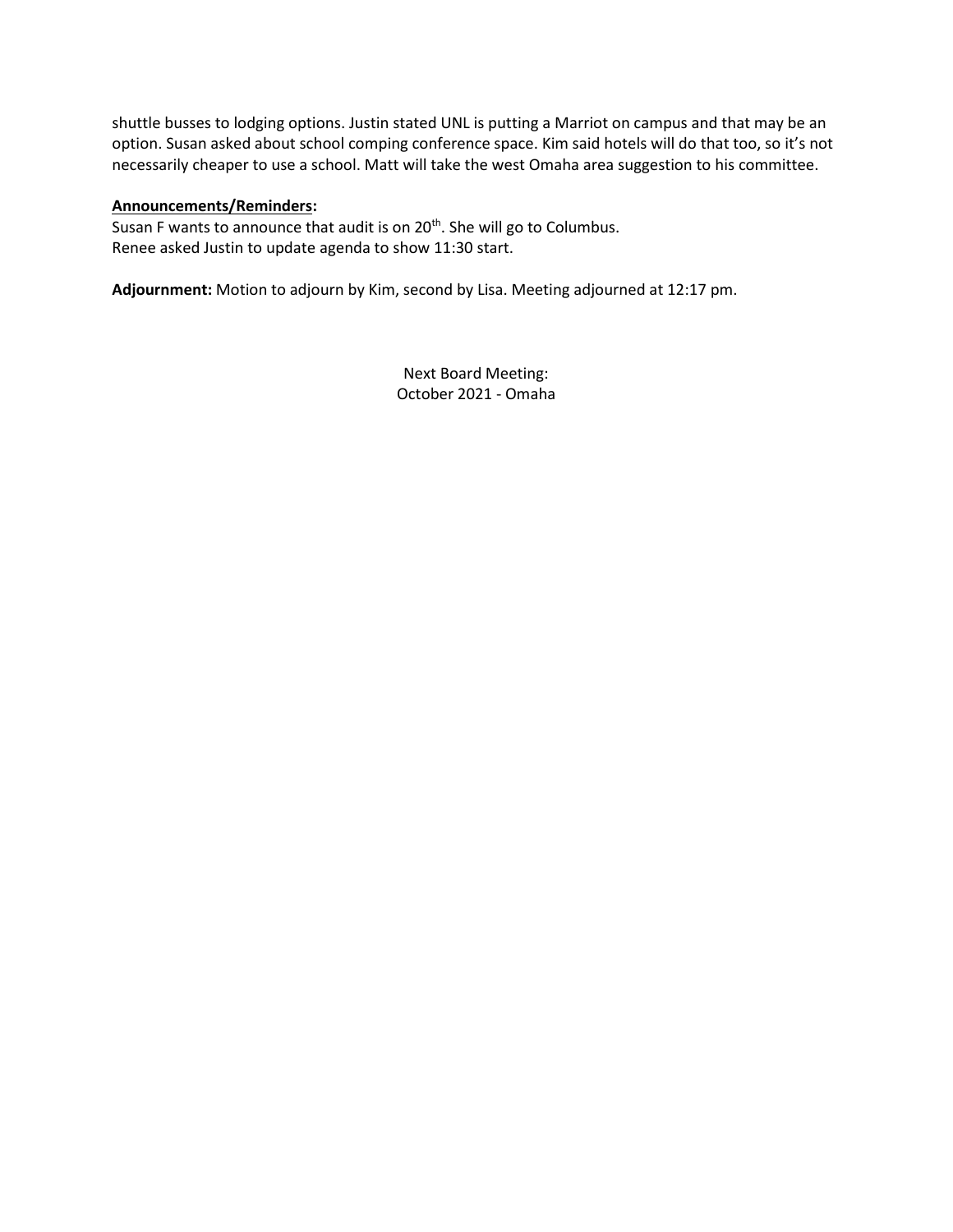shuttle busses to lodging options. Justin stated UNL is putting a Marriot on campus and that may be an option. Susan asked about school comping conference space. Kim said hotels will do that too, so it's not necessarily cheaper to use a school. Matt will take the west Omaha area suggestion to his committee.

**Announcements/Reminders:**
Susan F wants to announce that audit is on 20th. She will go to Columbus.
Renee asked Justin to update agenda to show 11:30 start.

**Adjournment:** Motion to adjourn by Kim, second by Lisa. Meeting adjourned at 12:17 pm.

Next Board Meeting:
October 2021 - Omaha